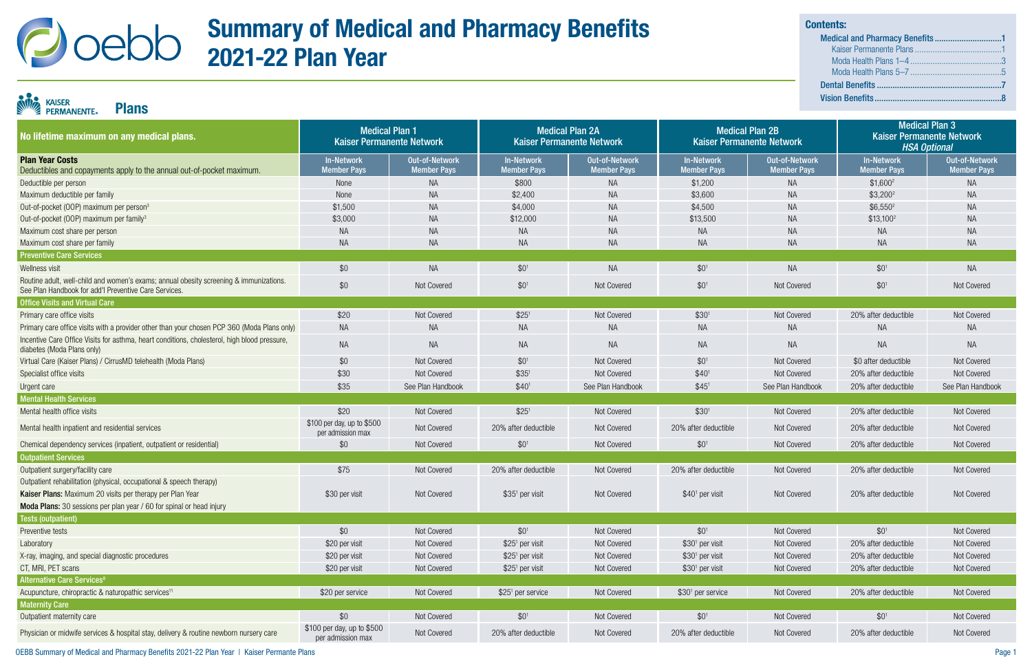# Summary of Medical and Pharmacy Benefits 2021-22 Plan Year

**Contents:**
- Medical and Pharmacy Benefits ............ 1
  - Kaiser Permanente Plans ............ 1
  - Moda Health Plans 1–4 ............ 3
  - Moda Health Plans 5–7 ............ 5
- Dental Benefits ............ 7
- Vision Benefits ............ 8

## Kaiser Permanente Plans

| No lifetime maximum on any medical plans. | Medical Plan 1 Kaiser Permanente Network | | Medical Plan 2A Kaiser Permanente Network | | Medical Plan 2B Kaiser Permanente Network | | Medical Plan 3 Kaiser Permanente Network *HSA Optional* | |
|---|---|---|---|---|---|---|---|---|
| **Plan Year Costs** Deductibles and copayments apply to the annual out-of-pocket maximum. | In-Network Member Pays | Out-of-Network Member Pays | In-Network Member Pays | Out-of-Network Member Pays | In-Network Member Pays | Out-of-Network Member Pays | In-Network Member Pays | Out-of-Network Member Pays |
| Deductible per person | None | NA | $800 | NA | $1,200 | NA | $1,600[2] | NA |
| Maximum deductible per family | None | NA | $2,400 | NA | $3,600 | NA | $3,200[2] | NA |
| Out-of-pocket (OOP) maximum per person[3] | $1,500 | NA | $4,000 | NA | $4,500 | NA | $6,550[2] | NA |
| Out-of-pocket (OOP) maximum per family[3] | $3,000 | NA | $12,000 | NA | $13,500 | NA | $13,100[2] | NA |
| Maximum cost share per person | NA | NA | NA | NA | NA | NA | NA | NA |
| Maximum cost share per family | NA | NA | NA | NA | NA | NA | NA | NA |
| **Preventive Care Services** | | | | | | | | |
| Wellness visit | $0 | NA | $0[1] | NA | $0[1] | NA | $0[1] | NA |
| Routine adult, well-child and women's exams; annual obesity screening & immunizations. See Plan Handbook for add'l Preventive Care Services. | $0 | Not Covered | $0[1] | Not Covered | $0[1] | Not Covered | $0[1] | Not Covered |
| **Office Visits and Virtual Care** | | | | | | | | |
| Primary care office visits | $20 | Not Covered | $25[1] | Not Covered | $30[1] | Not Covered | 20% after deductible | Not Covered |
| Primary care office visits with a provider other than your chosen PCP 360 (Moda Plans only) | NA | NA | NA | NA | NA | NA | NA | NA |
| Incentive Care Office Visits for asthma, heart conditions, cholesterol, high blood pressure, diabetes (Moda Plans only) | NA | NA | NA | NA | NA | NA | NA | NA |
| Virtual Care (Kaiser Plans) / CirrusMD telehealth (Moda Plans) | $0 | Not Covered | $0[1] | Not Covered | $0[1] | Not Covered | $0 after deductible | Not Covered |
| Specialist office visits | $30 | Not Covered | $35[1] | Not Covered | $40[1] | Not Covered | 20% after deductible | Not Covered |
| Urgent care | $35 | See Plan Handbook | $40[1] | See Plan Handbook | $45[1] | See Plan Handbook | 20% after deductible | See Plan Handbook |
| **Mental Health Services** | | | | | | | | |
| Mental health office visits | $20 | Not Covered | $25[1] | Not Covered | $30[1] | Not Covered | 20% after deductible | Not Covered |
| Mental health inpatient and residential services | $100 per day, up to $500 per admission max | Not Covered | 20% after deductible | Not Covered | 20% after deductible | Not Covered | 20% after deductible | Not Covered |
| Chemical dependency services (inpatient, outpatient or residential) | $0 | Not Covered | $0[1] | Not Covered | $0[1] | Not Covered | 20% after deductible | Not Covered |
| **Outpatient Services** | | | | | | | | |
| Outpatient surgery/facility care | $75 | Not Covered | 20% after deductible | Not Covered | 20% after deductible | Not Covered | 20% after deductible | Not Covered |
| Outpatient rehabilitation (physical, occupational & speech therapy) **Kaiser Plans:** Maximum 20 visits per therapy per Plan Year **Moda Plans:** 30 sessions per plan year / 60 for spinal or head injury | $30 per visit | Not Covered | $35[1] per visit | Not Covered | $40[1] per visit | Not Covered | 20% after deductible | Not Covered |
| **Tests (outpatient)** | | | | | | | | |
| Preventive tests | $0 | Not Covered | $0[1] | Not Covered | $0[1] | Not Covered | $0[1] | Not Covered |
| Laboratory | $20 per visit | Not Covered | $25[1] per visit | Not Covered | $30[1] per visit | Not Covered | 20% after deductible | Not Covered |
| X-ray, imaging, and special diagnostic procedures | $20 per visit | Not Covered | $25[1] per visit | Not Covered | $30[1] per visit | Not Covered | 20% after deductible | Not Covered |
| CT, MRI, PET scans | $20 per visit | Not Covered | $25[1] per visit | Not Covered | $30[1] per visit | Not Covered | 20% after deductible | Not Covered |
| **Alternative Care Services[8]** | | | | | | | | |
| Acupuncture, chiropractic & naturopathic services[11] | $20 per service | Not Covered | $25[1] per service | Not Covered | $30[1] per service | Not Covered | 20% after deductible | Not Covered |
| **Maternity Care** | | | | | | | | |
| Outpatient maternity care | $0 | Not Covered | $0[1] | Not Covered | $0[1] | Not Covered | $0[1] | Not Covered |
| Physician or midwife services & hospital stay, delivery & routine newborn nursery care | $100 per day, up to $500 per admission max | Not Covered | 20% after deductible | Not Covered | 20% after deductible | Not Covered | 20% after deductible | Not Covered |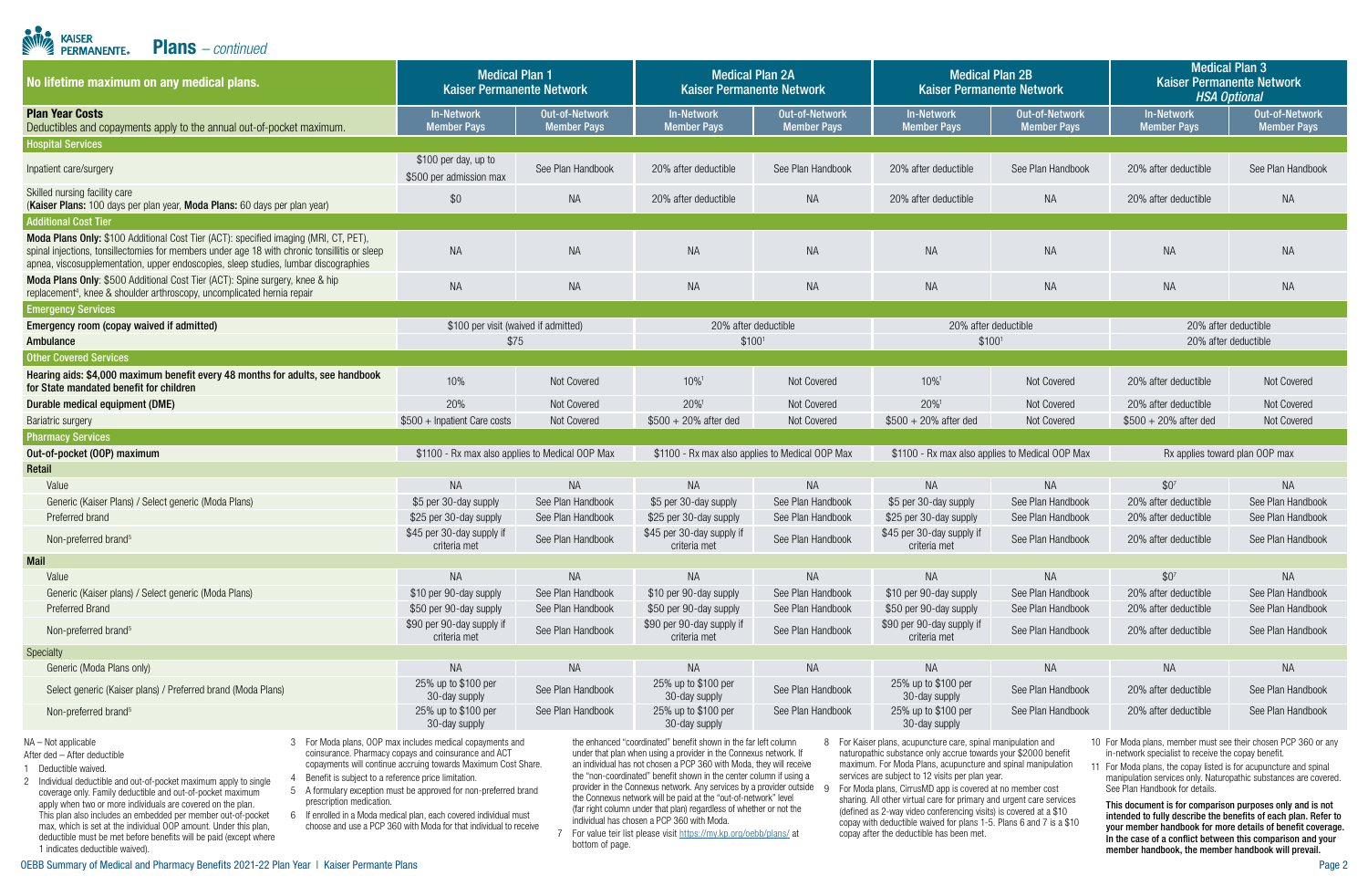# Plans – *continued*

| No lifetime maximum on any medical plans. | Medical Plan 1 Kaiser Permanente Network | | Medical Plan 2A Kaiser Permanente Network | | Medical Plan 2B Kaiser Permanente Network | | Medical Plan 3 Kaiser Permanente Network *HSA Optional* | |
|---|---|---|---|---|---|---|---|---|
| **Plan Year Costs** Deductibles and copayments apply to the annual out-of-pocket maximum. | In-Network Member Pays | Out-of-Network Member Pays | In-Network Member Pays | Out-of-Network Member Pays | In-Network Member Pays | Out-of-Network Member Pays | In-Network Member Pays | Out-of-Network Member Pays |
| **Hospital Services** | | | | | | | | |
| Inpatient care/surgery | $100 per day, up to $500 per admission max | See Plan Handbook | 20% after deductible | See Plan Handbook | 20% after deductible | See Plan Handbook | 20% after deductible | See Plan Handbook |
| Skilled nursing facility care (**Kaiser Plans:** 100 days per plan year, **Moda Plans:** 60 days per plan year) | $0 | NA | 20% after deductible | NA | 20% after deductible | NA | 20% after deductible | NA |
| **Additional Cost Tier** | | | | | | | | |
| **Moda Plans Only:** $100 Additional Cost Tier (ACT): specified imaging (MRI, CT, PET), spinal injections, tonsillectomies for members under age 18 with chronic tonsillitis or sleep apnea, viscosupplementation, upper endoscopies, sleep studies, lumbar discographies | NA | NA | NA | NA | NA | NA | NA | NA |
| **Moda Plans Only**: $500 Additional Cost Tier (ACT): Spine surgery, knee & hip replacement[4], knee & shoulder arthroscopy, uncomplicated hernia repair | NA | NA | NA | NA | NA | NA | NA | NA |
| **Emergency Services** | | | | | | | | |
| **Emergency room (copay waived if admitted)** | $100 per visit (waived if admitted) | | 20% after deductible | | 20% after deductible | | 20% after deductible | |
| **Ambulance** | $75 | | $100[1] | | $100[1] | | 20% after deductible | |
| **Other Covered Services** | | | | | | | | |
| **Hearing aids: $4,000 maximum benefit every 48 months for adults, see handbook for State mandated benefit for children** | 10% | Not Covered | 10%[1] | Not Covered | 10%[1] | Not Covered | 20% after deductible | Not Covered |
| **Durable medical equipment (DME)** | 20% | Not Covered | 20%[1] | Not Covered | 20%[1] | Not Covered | 20% after deductible | Not Covered |
| Bariatric surgery | $500 + Inpatient Care costs | Not Covered | $500 + 20% after ded | Not Covered | $500 + 20% after ded | Not Covered | $500 + 20% after ded | Not Covered |
| **Pharmacy Services** | | | | | | | | |
| **Out-of-pocket (OOP) maximum** | $1100 - Rx max also applies to Medical OOP Max | | $1100 - Rx max also applies to Medical OOP Max | | $1100 - Rx max also applies to Medical OOP Max | | Rx applies toward plan OOP max | |
| **Retail** | | | | | | | | |
| Value | NA | NA | NA | NA | NA | NA | $0[7] | NA |
| Generic (Kaiser Plans) / Select generic (Moda Plans) | $5 per 30-day supply | See Plan Handbook | $5 per 30-day supply | See Plan Handbook | $5 per 30-day supply | See Plan Handbook | 20% after deductible | See Plan Handbook |
| Preferred brand | $25 per 30-day supply | See Plan Handbook | $25 per 30-day supply | See Plan Handbook | $25 per 30-day supply | See Plan Handbook | 20% after deductible | See Plan Handbook |
| Non-preferred brand[5] | $45 per 30-day supply if criteria met | See Plan Handbook | $45 per 30-day supply if criteria met | See Plan Handbook | $45 per 30-day supply if criteria met | See Plan Handbook | 20% after deductible | See Plan Handbook |
| **Mail** | | | | | | | | |
| Value | NA | NA | NA | NA | NA | NA | $0[7] | NA |
| Generic (Kaiser plans) / Select generic (Moda Plans) | $10 per 90-day supply | See Plan Handbook | $10 per 90-day supply | See Plan Handbook | $10 per 90-day supply | See Plan Handbook | 20% after deductible | See Plan Handbook |
| Preferred Brand | $50 per 90-day supply | See Plan Handbook | $50 per 90-day supply | See Plan Handbook | $50 per 90-day supply | See Plan Handbook | 20% after deductible | See Plan Handbook |
| Non-preferred brand[5] | $90 per 90-day supply if criteria met | See Plan Handbook | $90 per 90-day supply if criteria met | See Plan Handbook | $90 per 90-day supply if criteria met | See Plan Handbook | 20% after deductible | See Plan Handbook |
| **Specialty** | | | | | | | | |
| Generic (Moda Plans only) | NA | NA | NA | NA | NA | NA | NA | NA |
| Select generic (Kaiser plans) / Preferred brand (Moda Plans) | 25% up to $100 per 30-day supply | See Plan Handbook | 25% up to $100 per 30-day supply | See Plan Handbook | 25% up to $100 per 30-day supply | See Plan Handbook | 20% after deductible | See Plan Handbook |
| Non-preferred brand[5] | 25% up to $100 per 30-day supply | See Plan Handbook | 25% up to $100 per 30-day supply | See Plan Handbook | 25% up to $100 per 30-day supply | See Plan Handbook | 20% after deductible | See Plan Handbook |

NA – Not applicable
After ded – After deductible

1. Deductible waived.
2. Individual deductible and out-of-pocket maximum apply to single coverage only. Family deductible and out-of-pocket maximum apply when two or more individuals are covered on the plan. This plan also includes an embedded per member out-of-pocket max, which is set at the individual OOP amount. Under this plan, deductible must be met before benefits will be paid (except where 1 indicates deductible waived).
3. For Moda plans, OOP max includes medical copayments and coinsurance. Pharmacy copays and coinsurance and ACT copayments will continue accruing towards Maximum Cost Share.
4. Benefit is subject to a reference price limitation.
5. A formulary exception must be approved for non-preferred brand prescription medication.
6. If enrolled in a Moda medical plan, each covered individual must choose and use a PCP 360 with Moda for that individual to receive the enhanced "coordinated" benefit shown in the far left column under that plan when using a provider in the Connexus network. If an individual has not chosen a PCP 360 with Moda, they will receive the "non-coordinated" benefit shown in the center column if using a provider in the Connexus network. Any services by a provider outside the Connexus network will be paid at the "out-of-network" level (far right column under that plan) regardless of whether or not the individual has chosen a PCP 360 with Moda.
7. For value tier list please visit https://my.kp.org/oebb/plans/ at bottom of page.
8. For Kaiser plans, acupuncture care, spinal manipulation and naturopathic substance only accrue towards your $2000 benefit maximum. For Moda Plans, acupuncture and spinal manipulation services are subject to 12 visits per plan year.
9. For Moda plans, CirrusMD app is covered at no member cost sharing. All other virtual care for primary and urgent care services (defined as 2-way video conferencing visits) is covered at a $10 copay with deductible waived for plans 1-5. Plans 6 and 7 is a $10 copay after the deductible has been met.
10. For Moda plans, member must see their chosen PCP 360 or any in-network specialist to receive the copay benefit.
11. For Moda plans, the copay listed is for acupuncture and spinal manipulation services only. Naturopathic substances are covered. See Plan Handbook for details.

**This document is for comparison purposes only and is not intended to fully describe the benefits of each plan. Refer to your member handbook for more details of benefit coverage. In the case of a conflict between this comparison and your member handbook, the member handbook will prevail.**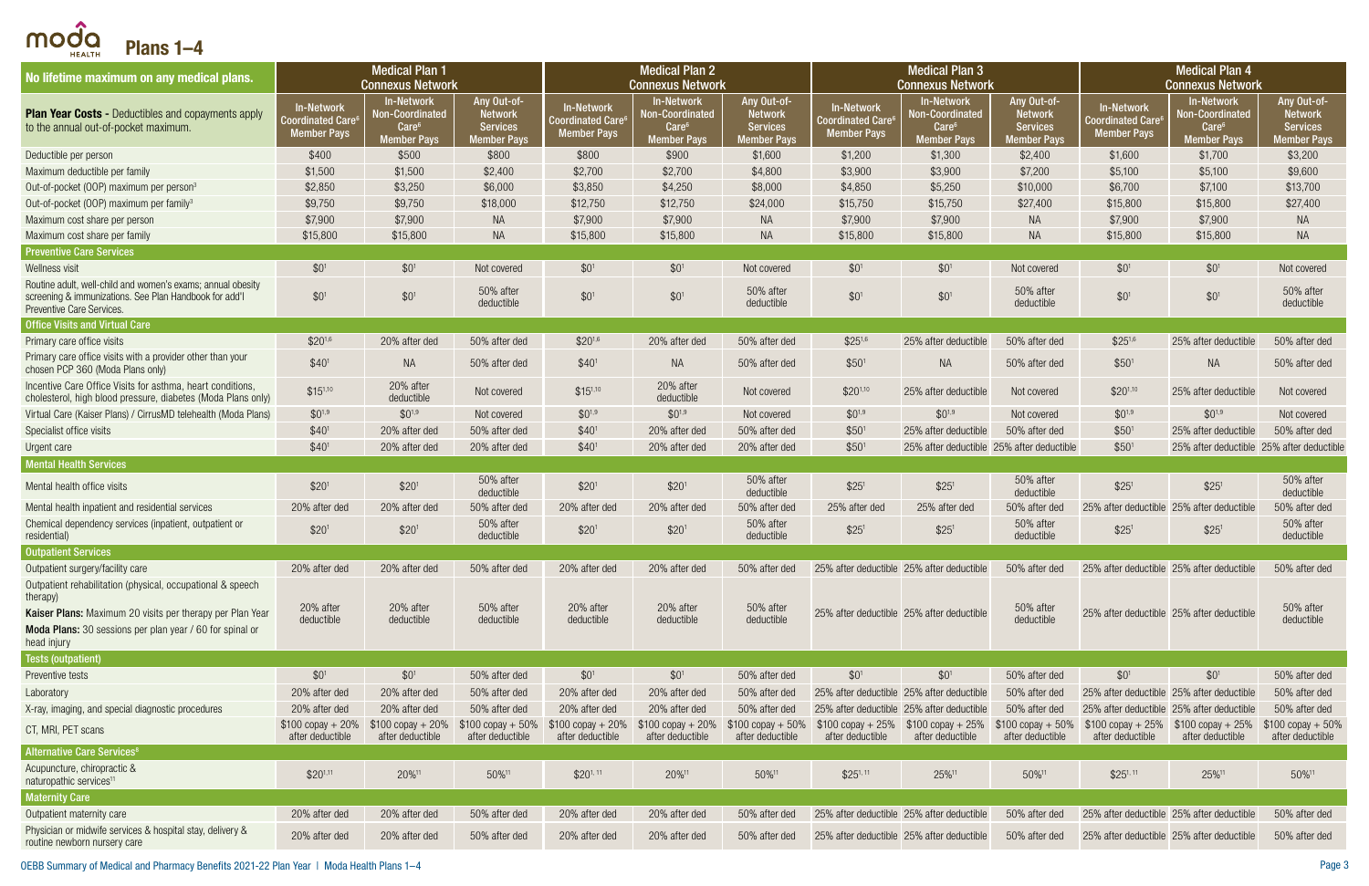# Plans 1–4

| No lifetime maximum on any medical plans. | Medical Plan 1 Connexus Network | | | Medical Plan 2 Connexus Network | | | Medical Plan 3 Connexus Network | | | Medical Plan 4 Connexus Network | | |
|---|---|---|---|---|---|---|---|---|---|---|---|---|
| **Plan Year Costs -** Deductibles and copayments apply to the annual out-of-pocket maximum. | In-Network Coordinated Care[6] Member Pays | In-Network Non-Coordinated Care[6] Member Pays | Any Out-of-Network Services Member Pays | In-Network Coordinated Care[6] Member Pays | In-Network Non-Coordinated Care[6] Member Pays | Any Out-of-Network Services Member Pays | In-Network Coordinated Care[6] Member Pays | In-Network Non-Coordinated Care[6] Member Pays | Any Out-of-Network Services Member Pays | In-Network Coordinated Care[6] Member Pays | In-Network Non-Coordinated Care[6] Member Pays | Any Out-of-Network Services Member Pays |
| Deductible per person | $400 | $500 | $800 | $800 | $900 | $1,600 | $1,200 | $1,300 | $2,400 | $1,600 | $1,700 | $3,200 |
| Maximum deductible per family | $1,500 | $1,500 | $2,400 | $2,700 | $2,700 | $4,800 | $3,900 | $3,900 | $7,200 | $5,100 | $5,100 | $9,600 |
| Out-of-pocket (OOP) maximum per person[3] | $2,850 | $3,250 | $6,000 | $3,850 | $4,250 | $8,000 | $4,850 | $5,250 | $10,000 | $6,700 | $7,100 | $13,700 |
| Out-of-pocket (OOP) maximum per family[3] | $9,750 | $9,750 | $18,000 | $12,750 | $12,750 | $24,000 | $15,750 | $15,750 | $27,400 | $15,800 | $15,800 | $27,400 |
| Maximum cost share per person | $7,900 | $7,900 | NA | $7,900 | $7,900 | NA | $7,900 | $7,900 | NA | $7,900 | $7,900 | NA |
| Maximum cost share per family | $15,800 | $15,800 | NA | $15,800 | $15,800 | NA | $15,800 | $15,800 | NA | $15,800 | $15,800 | NA |
| **Preventive Care Services** | | | | | | | | | | | | |
| Wellness visit | $0[1] | $0[1] | Not covered | $0[1] | $0[1] | Not covered | $0[1] | $0[1] | Not covered | $0[1] | $0[1] | Not covered |
| Routine adult, well-child and women's exams; annual obesity screening & immunizations. See Plan Handbook for add'l Preventive Care Services. | $0[1] | $0[1] | 50% after deductible | $0[1] | $0[1] | 50% after deductible | $0[1] | $0[1] | 50% after deductible | $0[1] | $0[1] | 50% after deductible |
| **Office Visits and Virtual Care** | | | | | | | | | | | | |
| Primary care office visits | $20[1,6] | 20% after ded | 50% after ded | $20[1,6] | 20% after ded | 50% after ded | $25[1,6] | 25% after deductible | 50% after ded | $25[1,6] | 25% after deductible | 50% after ded |
| Primary care office visits with a provider other than your chosen PCP 360 (Moda Plans only) | $40[1] | NA | 50% after ded | $40[1] | NA | 50% after ded | $50[1] | NA | 50% after ded | $50[1] | NA | 50% after ded |
| Incentive Care Office Visits for asthma, heart conditions, cholesterol, high blood pressure, diabetes (Moda Plans only) | $15[1,10] | 20% after deductible | Not covered | $15[1,10] | 20% after deductible | Not covered | $20[1,10] | 25% after deductible | Not covered | $20[1,10] | 25% after deductible | Not covered |
| Virtual Care (Kaiser Plans) / CirrusMD telehealth (Moda Plans) | $0[1,9] | $0[1,9] | Not covered | $0[1,9] | $0[1,9] | Not covered | $0[1,9] | $0[1,9] | Not covered | $0[1,9] | $0[1,9] | Not covered |
| Specialist office visits | $40[1] | 20% after ded | 50% after ded | $40[1] | 20% after ded | 50% after ded | $50[1] | 25% after deductible | 50% after ded | $50[1] | 25% after deductible | 50% after ded |
| Urgent care | $40[1] | 20% after ded | 20% after ded | $40[1] | 20% after ded | 20% after ded | $50[1] | 25% after deductible | 25% after deductible | $50[1] | 25% after deductible | 25% after deductible |
| **Mental Health Services** | | | | | | | | | | | | |
| Mental health office visits | $20[1] | $20[1] | 50% after deductible | $20[1] | $20[1] | 50% after deductible | $25[1] | $25[1] | 50% after deductible | $25[1] | $25[1] | 50% after deductible |
| Mental health inpatient and residential services | 20% after ded | 20% after ded | 50% after ded | 20% after ded | 20% after ded | 50% after ded | 25% after ded | 25% after ded | 50% after ded | 25% after deductible | 25% after deductible | 50% after ded |
| Chemical dependency services (inpatient, outpatient or residential) | $20[1] | $20[1] | 50% after deductible | $20[1] | $20[1] | 50% after deductible | $25[1] | $25[1] | 50% after deductible | $25[1] | $25[1] | 50% after deductible |
| **Outpatient Services** | | | | | | | | | | | | |
| Outpatient surgery/facility care | 20% after ded | 20% after ded | 50% after ded | 20% after ded | 20% after ded | 50% after ded | 25% after deductible | 25% after deductible | 50% after ded | 25% after deductible | 25% after deductible | 50% after ded |
| Outpatient rehabilitation (physical, occupational & speech therapy) **Kaiser Plans:** Maximum 20 visits per therapy per Plan Year **Moda Plans:** 30 sessions per plan year / 60 for spinal or head injury | 20% after deductible | 20% after deductible | 50% after deductible | 20% after deductible | 20% after deductible | 50% after deductible | 25% after deductible | 25% after deductible | 50% after deductible | 25% after deductible | 25% after deductible | 50% after deductible |
| **Tests (outpatient)** | | | | | | | | | | | | |
| Preventive tests | $0[1] | $0[1] | 50% after ded | $0[1] | $0[1] | 50% after ded | $0[1] | $0[1] | 50% after ded | $0[1] | $0[1] | 50% after ded |
| Laboratory | 20% after ded | 20% after ded | 50% after ded | 20% after ded | 20% after ded | 50% after ded | 25% after deductible | 25% after deductible | 50% after ded | 25% after deductible | 25% after deductible | 50% after ded |
| X-ray, imaging, and special diagnostic procedures | 20% after ded | 20% after ded | 50% after ded | 20% after ded | 20% after ded | 50% after ded | 25% after deductible | 25% after deductible | 50% after ded | 25% after deductible | 25% after deductible | 50% after ded |
| CT, MRI, PET scans | $100 copay + 20% after deductible | $100 copay + 20% after deductible | $100 copay + 50% after deductible | $100 copay + 20% after deductible | $100 copay + 20% after deductible | $100 copay + 50% after deductible | $100 copay + 25% after deductible | $100 copay + 25% after deductible | $100 copay + 50% after deductible | $100 copay + 25% after deductible | $100 copay + 25% after deductible | $100 copay + 50% after deductible |
| **Alternative Care Services[8]** | | | | | | | | | | | | |
| Acupuncture, chiropractic & naturopathic services[11] | $20[1, 11] | 20%[11] | 50%[11] | $20[1, 11] | 20%[11] | 50%[11] | $25[1, 11] | 25%[11] | 50%[11] | $25[1, 11] | 25%[11] | 50%[11] |
| **Maternity Care** | | | | | | | | | | | | |
| Outpatient maternity care | 20% after ded | 20% after ded | 50% after ded | 20% after ded | 20% after ded | 50% after ded | 25% after deductible | 25% after deductible | 50% after ded | 25% after deductible | 25% after deductible | 50% after ded |
| Physician or midwife services & hospital stay, delivery & routine newborn nursery care | 20% after ded | 20% after ded | 50% after ded | 20% after ded | 20% after ded | 50% after ded | 25% after deductible | 25% after deductible | 50% after ded | 25% after deductible | 25% after deductible | 50% after ded |

OEBB Summary of Medical and Pharmacy Benefits 2021-22 Plan Year | Moda Health Plans 1–4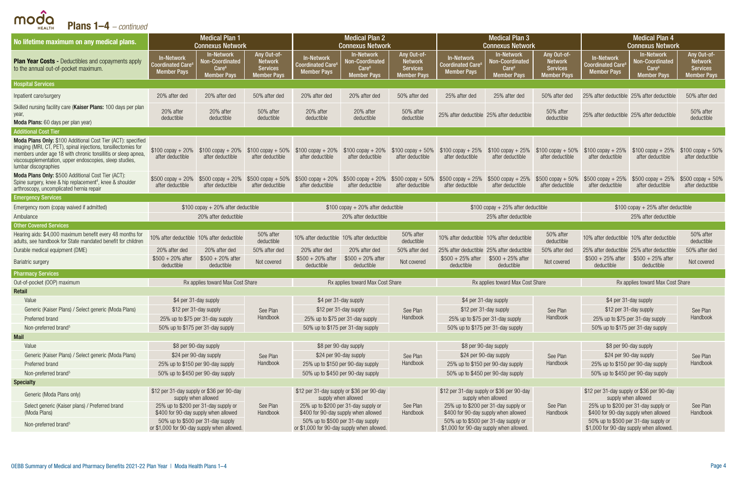# Plans 1–4 – *continued*

| No lifetime maximum on any medical plans. | Medical Plan 1 Connexus Network | | | Medical Plan 2 Connexus Network | | | Medical Plan 3 Connexus Network | | | Medical Plan 4 Connexus Network | | |
|---|---|---|---|---|---|---|---|---|---|---|---|---|
| **Plan Year Costs -** Deductibles and copayments apply to the annual out-of-pocket maximum. | In-Network Coordinated Care[6] Member Pays | In-Network Non-Coordinated Care[6] Member Pays | Any Out-of-Network Services Member Pays | In-Network Coordinated Care[6] Member Pays | In-Network Non-Coordinated Care[6] Member Pays | Any Out-of-Network Services Member Pays | In-Network Coordinated Care[6] Member Pays | In-Network Non-Coordinated Care[6] Member Pays | Any Out-of-Network Services Member Pays | In-Network Coordinated Care[6] Member Pays | In-Network Non-Coordinated Care[6] Member Pays | Any Out-of-Network Services Member Pays |
| **Hospital Services** | | | | | | | | | | | | |
| Inpatient care/surgery | 20% after ded | 20% after ded | 50% after ded | 20% after ded | 20% after ded | 50% after ded | 25% after ded | 25% after ded | 50% after ded | 25% after deductible | 25% after deductible | 50% after ded |
| Skilled nursing facility care (**Kaiser Plans:** 100 days per plan year, **Moda Plans:** 60 days per plan year) | 20% after deductible | 20% after deductible | 50% after deductible | 20% after deductible | 20% after deductible | 50% after deductible | 25% after deductible | 25% after deductible | 50% after deductible | 25% after deductible | 25% after deductible | 50% after deductible |
| **Additional Cost Tier** | | | | | | | | | | | | |
| **Moda Plans Only:** $100 Additional Cost Tier (ACT): specified imaging (MRI, CT, PET), spinal injections, tonsillectomies for members under age 18 with chronic tonsillitis or sleep apnea, viscosupplementation, upper endoscopies, sleep studies, lumbar discographies | $100 copay + 20% after deductible | $100 copay + 20% after deductible | $100 copay + 50% after deductible | $100 copay + 20% after deductible | $100 copay + 20% after deductible | $100 copay + 50% after deductible | $100 copay + 25% after deductible | $100 copay + 25% after deductible | $100 copay + 50% after deductible | $100 copay + 25% after deductible | $100 copay + 25% after deductible | $100 copay + 50% after deductible |
| **Moda Plans Only:** $500 Additional Cost Tier (ACT): Spine surgery, knee & hip replacement[4], knee & shoulder arthroscopy, uncomplicated hernia repair | $500 copay + 20% after deductible | $500 copay + 20% after deductible | $500 copay + 50% after deductible | $500 copay + 20% after deductible | $500 copay + 20% after deductible | $500 copay + 50% after deductible | $500 copay + 25% after deductible | $500 copay + 25% after deductible | $500 copay + 50% after deductible | $500 copay + 25% after deductible | $500 copay + 25% after deductible | $500 copay + 50% after deductible |
| **Emergency Services** | | | | | | | | | | | | |
| Emergency room (copay waived if admitted) | $100 copay + 20% after deductible | | | $100 copay + 20% after deductible | | | $100 copay + 25% after deductible | | | $100 copay + 25% after deductible | | |
| Ambulance | 20% after deductible | | | 20% after deductible | | | 25% after deductible | | | 25% after deductible | | |
| **Other Covered Services** | | | | | | | | | | | | |
| Hearing aids: $4,000 maximum benefit every 48 months for adults, see handbook for State mandated benefit for children | 10% after deductible | 10% after deductible | 50% after deductible | 10% after deductible | 10% after deductible | 50% after deductible | 10% after deductible | 10% after deductible | 50% after deductible | 10% after deductible | 10% after deductible | 50% after deductible |
| Durable medical equipment (DME) | 20% after ded | 20% after ded | 50% after ded | 20% after ded | 20% after ded | 50% after ded | 25% after deductible | 25% after deductible | 50% after ded | 25% after deductible | 25% after deductible | 50% after ded |
| Bariatric surgery | $500 + 20% after deductible | $500 + 20% after deductible | Not covered | $500 + 20% after deductible | $500 + 20% after deductible | Not covered | $500 + 25% after deductible | $500 + 25% after deductible | Not covered | $500 + 25% after deductible | $500 + 25% after deductible | Not covered |
| **Pharmacy Services** | | | | | | | | | | | | |
| Out-of-pocket (OOP) maximum | Rx applies toward Max Cost Share | | | Rx applies toward Max Cost Share | | | Rx applies toward Max Cost Share | | | Rx applies toward Max Cost Share | | |
| **Retail** | | | | | | | | | | | | |
| Value | $4 per 31-day supply | | See Plan Handbook | $4 per 31-day supply | | See Plan Handbook | $4 per 31-day supply | | See Plan Handbook | $4 per 31-day supply | | See Plan Handbook |
| Generic (Kaiser Plans) / Select generic (Moda Plans) | $12 per 31-day supply | | | $12 per 31-day supply | | | $12 per 31-day supply | | | $12 per 31-day supply | | |
| Preferred brand | 25% up to $75 per 31-day supply | | | 25% up to $75 per 31-day supply | | | 25% up to $75 per 31-day supply | | | 25% up to $75 per 31-day supply | | |
| Non-preferred brand[5] | 50% up to $175 per 31-day supply | | | 50% up to $175 per 31-day supply | | | 50% up to $175 per 31-day supply | | | 50% up to $175 per 31-day supply | | |
| **Mail** | | | | | | | | | | | | |
| Value | $8 per 90-day supply | | See Plan Handbook | $8 per 90-day supply | | See Plan Handbook | $8 per 90-day supply | | See Plan Handbook | $8 per 90-day supply | | See Plan Handbook |
| Generic (Kaiser Plans) / Select generic (Moda Plans) | $24 per 90-day supply | | | $24 per 90-day supply | | | $24 per 90-day supply | | | $24 per 90-day supply | | |
| Preferred brand | 25% up to $150 per 90-day supply | | | 25% up to $150 per 90-day supply | | | 25% up to $150 per 90-day supply | | | 25% up to $150 per 90-day supply | | |
| Non-preferred brand[5] | 50% up to $450 per 90-day supply | | | 50% up to $450 per 90-day supply | | | 50% up to $450 per 90-day supply | | | 50% up to $450 per 90-day supply | | |
| **Specialty** | | | | | | | | | | | | |
| Generic (Moda Plans only) | $12 per 31-day supply or $36 per 90-day supply when allowed | | See Plan Handbook | $12 per 31-day supply or $36 per 90-day supply when allowed | | See Plan Handbook | $12 per 31-day supply or $36 per 90-day supply when allowed | | See Plan Handbook | $12 per 31-day supply or $36 per 90-day supply when allowed | | See Plan Handbook |
| Select generic (Kaiser plans) / Preferred brand (Moda Plans) | 25% up to $200 per 31-day supply or $400 for 90-day supply when allowed | | | 25% up to $200 per 31-day supply or $400 for 90-day supply when allowed | | | 25% up to $200 per 31-day supply or $400 for 90-day supply when allowed | | | 25% up to $200 per 31-day supply or $400 for 90-day supply when allowed | | |
| Non-preferred brand[5] | 50% up to $500 per 31-day supply or $1,000 for 90-day supply when allowed. | | | 50% up to $500 per 31-day supply or $1,000 for 90-day supply when allowed. | | | 50% up to $500 per 31-day supply or $1,000 for 90-day supply when allowed. | | | 50% up to $500 per 31-day supply or $1,000 for 90-day supply when allowed. | | |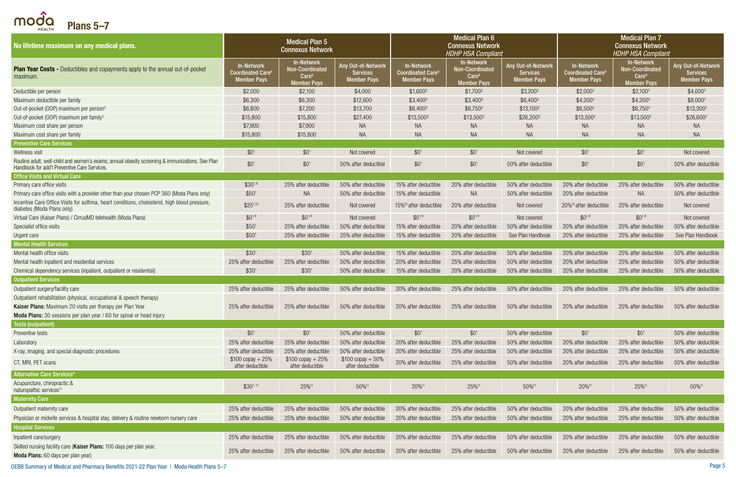# Plans 5–7

| No lifetime maximum on any medical plans. | Medical Plan 5 Connexus Network | | | Medical Plan 6 Connexus Network *HDHP HSA Compliant* | | | Medical Plan 7 Connexus Network *HDHP HSA Compliant* | | |
|---|---|---|---|---|---|---|---|---|---|
| **Plan Year Costs -** Deductibles and copayments apply to the annual out-of-pocket maximum. | In-Network Coordinated Care[6] Member Pays | In-Network Non-Coordinated Care[6] Member Pays | Any Out-of-Network Services Member Pays | In-Network Coordinated Care[6] Member Pays | In-Network Non-Coordinated Care[6] Member Pays | Any Out-of-Network Services Member Pays | In-Network Coordinated Care[6] Member Pays | In-Network Non-Coordinated Care[6] Member Pays | Any Out-of-Network Services Member Pays |
| Deductible per person | $2,000 | $2,100 | $4,000 | $1,600[2] | $1,700[2] | $3,200[2] | $2,000[2] | $2,100[2] | $4,000[2] |
| Maximum deductible per family | $6,300 | $6,300 | $12,600 | $3,400[2] | $3,400[2] | $6,400[2] | $4,200[2] | $4,200[2] | $8,000[2] |
| Out-of-pocket (OOP) maximum per person[3] | $6,800 | $7,200 | $13,700 | $6,400[2] | $6,750[2] | $13,100[2] | $6,500[2] | $6,750[2] | $13,300[2] |
| Out-of-pocket (OOP) maximum per family[3] | $15,800 | $15,800 | $27,400 | $13,500[2] | $13,500[2] | $26,200[2] | $13,500[2] | $13,500[2] | $26,600[2] |
| Maximum cost share per person | $7,900 | $7,900 | NA | NA | NA | NA | NA | NA | NA |
| Maximum cost share per family | $15,800 | $15,800 | NA | NA | NA | NA | NA | NA | NA |
| **Preventive Care Services** | | | | | | | | | |
| Wellness visit | $0[1] | $0[1] | Not covered | $0[1] | $0[1] | Not covered | $0[1] | $0[1] | Not covered |
| Routine adult, well-child and women's exams; annual obesity screening & immunizations. See Plan Handbook for add'l Preventive Care Services. | $0[1] | $0[1] | 50% after deductible | $0[1] | $0[1] | 50% after deductible | $0[1] | $0[1] | 50% after deductible |
| **Office Visits and Virtual Care** | | | | | | | | | |
| Primary care office visits | $30[1,6] | 25% after deductible | 50% after deductible | 15% after deductible | 20% after deductible | 50% after deductible | 20% after deductible | 25% after deductible | 50% after deductible |
| Primary care office visits with a provider other than your chosen PCP 360 (Moda Plans only) | $50[1] | NA | 50% after deductible | 15% after deductible | NA | 50% after deductible | 20% after deductible | NA | 50% after deductible |
| Incentive Care Office Visits for asthma, heart conditions, cholesterol, high blood pressure, diabetes (Moda Plans only) | $25[1,10] | 25% after deductible | Not covered | 15%[10] after deductible | 20% after deductible | Not covered | 20%[10] after deductible | 25% after deductible | Not covered |
| Virtual Care (Kaiser Plans) / CirrusMD telehealth (Moda Plans) | $0[1,9] | $0[1,9] | Not covered | $0[1,9] | $0[1,9] | Not covered | $0[1,9] | $0[1,9] | Not covered |
| Specialist office visits | $50[1] | 25% after deductible | 50% after deductible | 15% after deductible | 20% after deductible | 50% after deductible | 20% after deductible | 25% after deductible | 50% after deductible |
| Urgent care | $50[1] | 25% after deductible | 25% after deductible | 15% after deductible | 20% after deductible | See Plan Handbook | 20% after deductible | 25% after deductible | See Plan Handbook |
| **Mental Health Services** | | | | | | | | | |
| Mental health office visits | $30[1] | $30[1] | 50% after deductible | 15% after deductible | 20% after deductible | 50% after deductible | 20% after deductible | 25% after deductible | 50% after deductible |
| Mental health inpatient and residential services | 25% after deductible | 25% after deductible | 50% after deductible | 20% after deductible | 25% after deductible | 50% after deductible | 20% after deductible | 25% after deductible | 50% after deductible |
| Chemical dependency services (inpatient, outpatient or residential) | $30[1] | $30[1] | 50% after deductible | 15% after deductible | 20% after deductible | 50% after deductible | 20% after deductible | 25% after deductible | 50% after deductible |
| **Outpatient Services** | | | | | | | | | |
| Outpatient surgery/facility care | 25% after deductible | 25% after deductible | 50% after deductible | 20% after deductible | 25% after deductible | 50% after deductible | 20% after deductible | 25% after deductible | 50% after deductible |
| Outpatient rehabilitation (physical, occupational & speech therapy) **Kaiser Plans:** Maximum 20 visits per therapy per Plan Year **Moda Plans:** 30 sessions per plan year / 60 for spinal or head injury | 25% after deductible | 25% after deductible | 50% after deductible | 20% after deductible | 25% after deductible | 50% after deductible | 20% after deductible | 25% after deductible | 50% after deductible |
| **Tests (outpatient)** | | | | | | | | | |
| Preventive tests | $0[1] | $0[1] | 50% after deductible | $0[1] | $0[1] | 50% after deductible | $0[1] | $0[1] | 50% after deductible |
| Laboratory | 25% after deductible | 25% after deductible | 50% after deductible | 20% after deductible | 25% after deductible | 50% after deductible | 20% after deductible | 25% after deductible | 50% after deductible |
| X-ray, imaging, and special diagnostic procedures | 25% after deductible | 25% after deductible | 50% after deductible | 20% after deductible | 25% after deductible | 50% after deductible | 20% after deductible | 25% after deductible | 50% after deductible |
| CT, MRI, PET scans | $100 copay + 25% after deductible | $100 copay + 25% after deductible | $100 copay + 50% after deductible | 20% after deductible | 25% after deductible | 50% after deductible | 20% after deductible | 25% after deductible | 50% after deductible |
| **Alternative Care Services[8]** | | | | | | | | | |
| Acupuncture, chiropractic & naturopathic services[11] | $30[1,11] | 25%[11] | 50%[11] | 20%[11] | 25%[11] | 50%[11] | 20%[11] | 25%[11] | 50%[11] |
| **Maternity Care** | | | | | | | | | |
| Outpatient maternity care | 25% after deductible | 25% after deductible | 50% after deductible | 20% after deductible | 25% after deductible | 50% after deductible | 20% after deductible | 25% after deductible | 50% after deductible |
| Physician or midwife services & hospital stay, delivery & routine newborn nursery care | 25% after deductible | 25% after deductible | 50% after deductible | 20% after deductible | 25% after deductible | 50% after deductible | 20% after deductible | 25% after deductible | 50% after deductible |
| **Hospital Services** | | | | | | | | | |
| Inpatient care/surgery | 25% after deductible | 25% after deductible | 50% after deductible | 20% after deductible | 25% after deductible | 50% after deductible | 20% after deductible | 25% after deductible | 50% after deductible |
| Skilled nursing facility care (**Kaiser Plans:** 100 days per plan year, **Moda Plans:** 60 days per plan year) | 25% after deductible | 25% after deductible | 50% after deductible | 20% after deductible | 25% after deductible | 50% after deductible | 20% after deductible | 25% after deductible | 50% after deductible |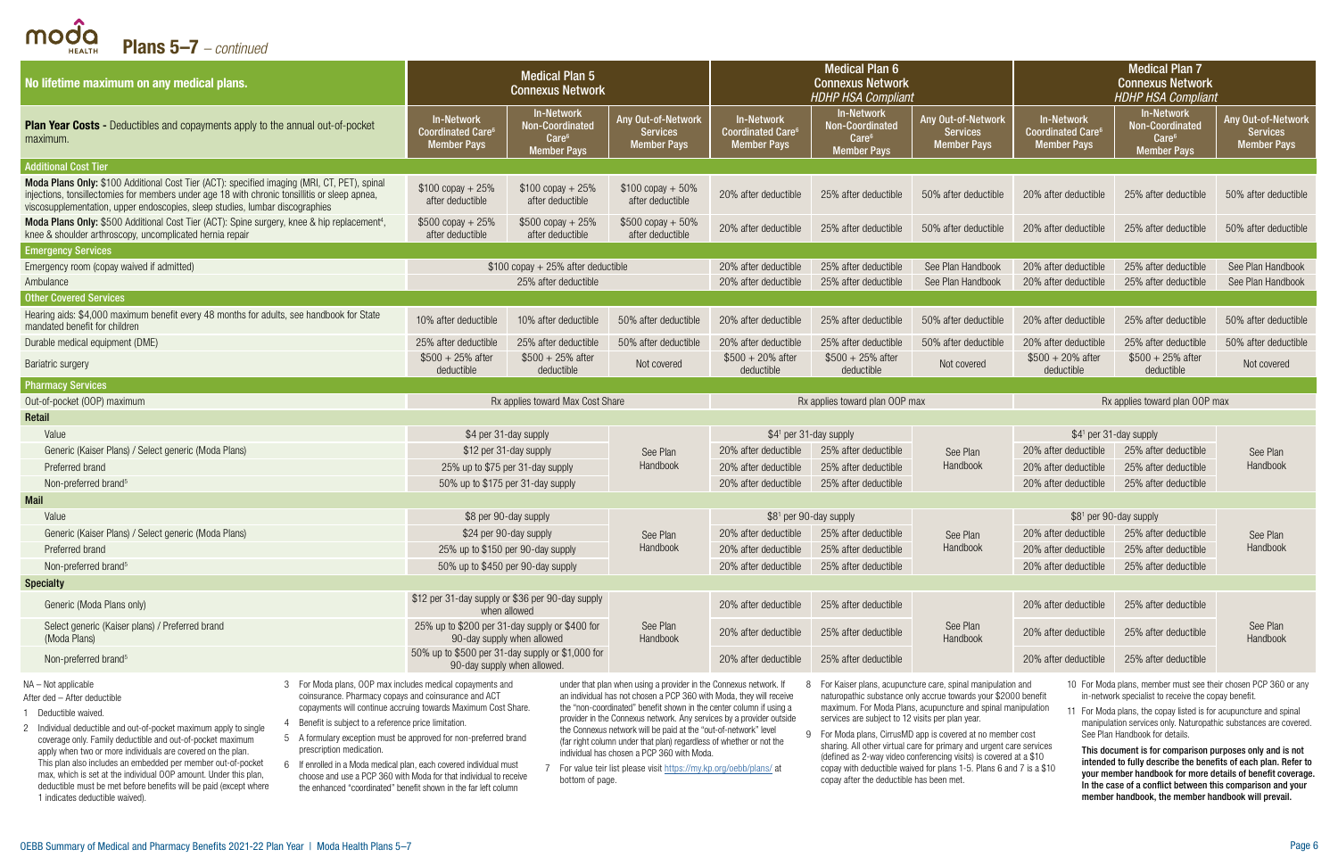# Plans 5–7 *– continued*

| No lifetime maximum on any medical plans. | Medical Plan 5 Connexus Network | | | Medical Plan 6 Connexus Network *HDHP HSA Compliant* | | | Medical Plan 7 Connexus Network *HDHP HSA Compliant* | | |
|---|---|---|---|---|---|---|---|---|---|
| **Plan Year Costs -** Deductibles and copayments apply to the annual out-of-pocket maximum. | In-Network Coordinated Care[6] Member Pays | In-Network Non-Coordinated Care[6] Member Pays | Any Out-of-Network Services Member Pays | In-Network Coordinated Care[6] Member Pays | In-Network Non-Coordinated Care[6] Member Pays | Any Out-of-Network Services Member Pays | In-Network Coordinated Care[6] Member Pays | In-Network Non-Coordinated Care[6] Member Pays | Any Out-of-Network Services Member Pays |
| **Additional Cost Tier** | | | | | | | | | |
| **Moda Plans Only:** $100 Additional Cost Tier (ACT): specified imaging (MRI, CT, PET), spinal injections, tonsillectomies for members under age 18 with chronic tonsillitis or sleep apnea, viscosupplementation, upper endoscopies, sleep studies, lumbar discographies | $100 copay + 25% after deductible | $100 copay + 25% after deductible | $100 copay + 50% after deductible | 20% after deductible | 25% after deductible | 50% after deductible | 20% after deductible | 25% after deductible | 50% after deductible |
| **Moda Plans Only:** $500 Additional Cost Tier (ACT): Spine surgery, knee & hip replacement[4], knee & shoulder arthroscopy, uncomplicated hernia repair | $500 copay + 25% after deductible | $500 copay + 25% after deductible | $500 copay + 50% after deductible | 20% after deductible | 25% after deductible | 50% after deductible | 20% after deductible | 25% after deductible | 50% after deductible |
| **Emergency Services** | | | | | | | | | |
| Emergency room (copay waived if admitted) | $100 copay + 25% after deductible | | | 20% after deductible | 25% after deductible | See Plan Handbook | 20% after deductible | 25% after deductible | See Plan Handbook |
| Ambulance | 25% after deductible | | | 20% after deductible | 25% after deductible | See Plan Handbook | 20% after deductible | 25% after deductible | See Plan Handbook |
| **Other Covered Services** | | | | | | | | | |
| Hearing aids: $4,000 maximum benefit every 48 months for adults, see handbook for State mandated benefit for children | 10% after deductible | 10% after deductible | 50% after deductible | 20% after deductible | 25% after deductible | 50% after deductible | 20% after deductible | 25% after deductible | 50% after deductible |
| Durable medical equipment (DME) | 25% after deductible | 25% after deductible | 50% after deductible | 20% after deductible | 25% after deductible | 50% after deductible | 20% after deductible | 25% after deductible | 50% after deductible |
| Bariatric surgery | $500 + 25% after deductible | $500 + 25% after deductible | Not covered | $500 + 20% after deductible | $500 + 25% after deductible | Not covered | $500 + 20% after deductible | $500 + 25% after deductible | Not covered |
| **Pharmacy Services** | | | | | | | | | |
| Out-of-pocket (OOP) maximum | Rx applies toward Max Cost Share | | | Rx applies toward plan OOP max | | | Rx applies toward plan OOP max | | |
| **Retail** | | | | | | | | | |
| Value | $4 per 31-day supply | | See Plan Handbook | $4[1] per 31-day supply | | See Plan Handbook | $4[1] per 31-day supply | | See Plan Handbook |
| Generic (Kaiser Plans) / Select generic (Moda Plans) | $12 per 31-day supply | | | 20% after deductible | 25% after deductible | | 20% after deductible | 25% after deductible | |
| Preferred brand | 25% up to $75 per 31-day supply | | | 20% after deductible | 25% after deductible | | 20% after deductible | 25% after deductible | |
| Non-preferred brand[5] | 50% up to $175 per 31-day supply | | | 20% after deductible | 25% after deductible | | 20% after deductible | 25% after deductible | |
| **Mail** | | | | | | | | | |
| Value | $8 per 90-day supply | | See Plan Handbook | $8[1] per 90-day supply | | See Plan Handbook | $8[1] per 90-day supply | | See Plan Handbook |
| Generic (Kaiser Plans) / Select generic (Moda Plans) | $24 per 90-day supply | | | 20% after deductible | 25% after deductible | | 20% after deductible | 25% after deductible | |
| Preferred brand | 25% up to $150 per 90-day supply | | | 20% after deductible | 25% after deductible | | 20% after deductible | 25% after deductible | |
| Non-preferred brand[5] | 50% up to $450 per 90-day supply | | | 20% after deductible | 25% after deductible | | 20% after deductible | 25% after deductible | |
| **Specialty** | | | | | | | | | |
| Generic (Moda Plans only) | $12 per 31-day supply or $36 per 90-day supply when allowed | | See Plan Handbook | 20% after deductible | 25% after deductible | See Plan Handbook | 20% after deductible | 25% after deductible | See Plan Handbook |
| Select generic (Kaiser plans) / Preferred brand (Moda Plans) | 25% up to $200 per 31-day supply or $400 for 90-day supply when allowed | | | 20% after deductible | 25% after deductible | | 20% after deductible | 25% after deductible | |
| Non-preferred brand[5] | 50% up to $500 per 31-day supply or $1,000 for 90-day supply when allowed. | | | 20% after deductible | 25% after deductible | | 20% after deductible | 25% after deductible | |

NA – Not applicable

After ded – After deductible

1 Deductible waived.

2 Individual deductible and out-of-pocket maximum apply to single coverage only. Family deductible and out-of-pocket maximum apply when two or more individuals are covered on the plan. This plan also includes an embedded per member out-of-pocket max, which is set at the individual OOP amount. Under this plan, deductible must be met before benefits will be paid (except where 1 indicates deductible waived).

3 For Moda plans, OOP max includes medical copayments and coinsurance. Pharmacy copays and coinsurance and ACT copayments will continue accruing towards Maximum Cost Share.

4 Benefit is subject to a reference price limitation.

5 A formulary exception must be approved for non-preferred brand prescription medication.

6 If enrolled in a Moda medical plan, each covered individual must choose and use a PCP 360 with Moda for that individual to receive the enhanced "coordinated" benefit shown in the far left column under that plan when using a provider in the Connexus network. If an individual has not chosen a PCP 360 with Moda, they will receive the "non-coordinated" benefit shown in the center column if using a provider in the Connexus network. Any services by a provider outside the Connexus network will be paid at the "out-of-network" level (far right column under that plan) regardless of whether or not the individual has chosen a PCP 360 with Moda.

7 For value tier list please visit https://my.kp.org/oebb/plans/ at bottom of page.

8 For Kaiser plans, acupuncture care, spinal manipulation and naturopathic substance only accrue towards your $2000 benefit maximum. For Moda Plans, acupuncture and spinal manipulation services are subject to 12 visits per plan year.

9 For Moda plans, CirrusMD app is covered at no member cost sharing. All other virtual care for primary and urgent care services (defined as 2-way video conferencing visits) is covered at a $10 copay with deductible waived for plans 1-5. Plans 6 and 7 is a $10 copay after the deductible has been met.

10 For Moda plans, member must see their chosen PCP 360 or any in-network specialist to receive the copay benefit.

11 For Moda plans, the copay listed is for acupuncture and spinal manipulation services only. Naturopathic substances are covered. See Plan Handbook for details.

**This document is for comparison purposes only and is not intended to fully describe the benefits of each plan. Refer to your member handbook for more details of benefit coverage. In the case of a conflict between this comparison and your member handbook, the member handbook will prevail.**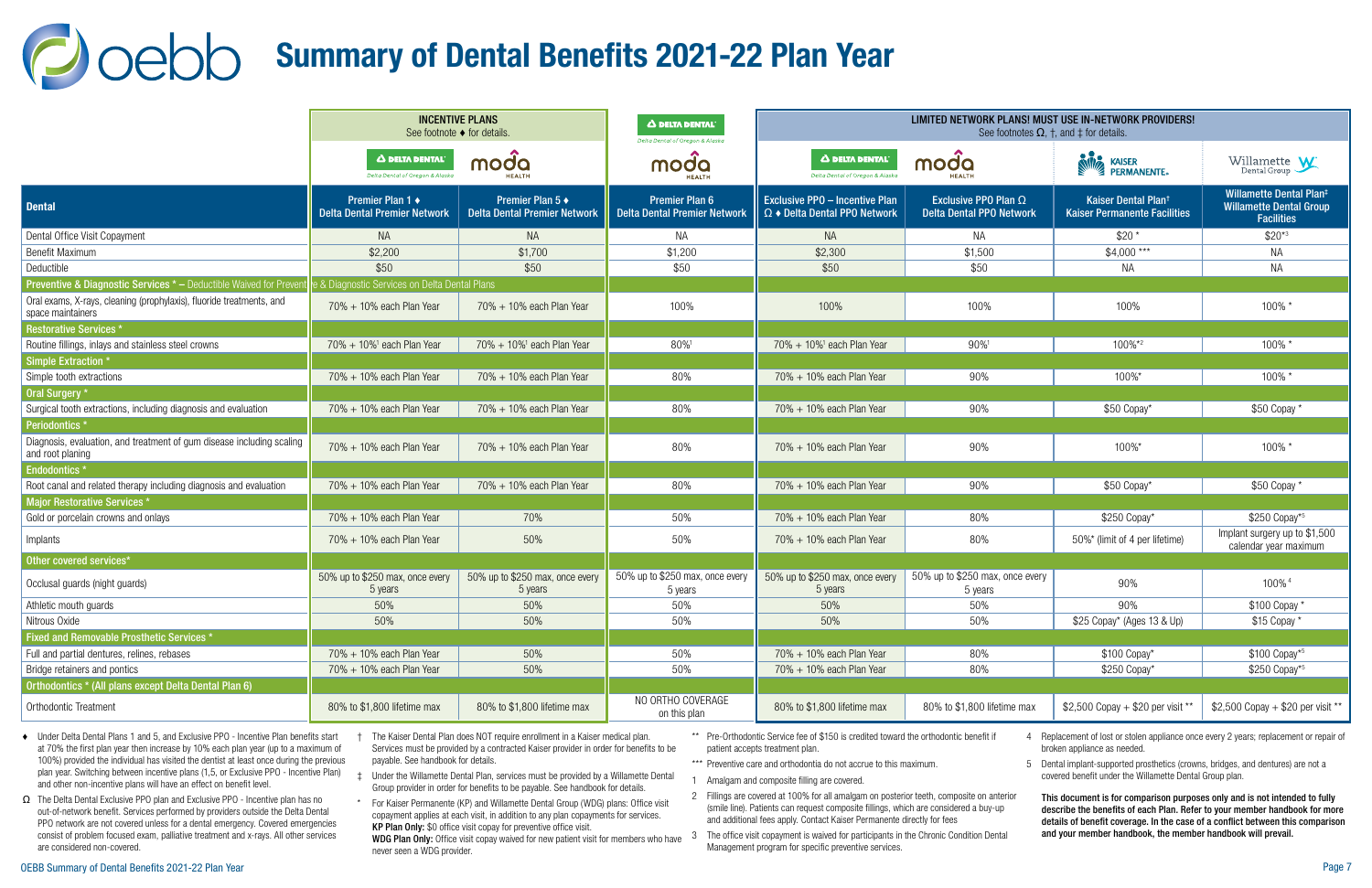# Summary of Dental Benefits 2021-22 Plan Year

| | INCENTIVE PLANS See footnote ♦ for details. | | DELTA DENTAL | LIMITED NETWORK PLANS! MUST USE IN-NETWORK PROVIDERS! See footnotes Ω, †, and ‡ for details. | | | |
|---|---|---|---|---|---|---|---|
| | DELTA DENTAL | moda | moda | DELTA DENTAL | moda | KAISER PERMANENTE | Willamette Dental Group |
| **Dental** | **Premier Plan 1 ♦ Delta Dental Premier Network** | **Premier Plan 5 ♦ Delta Dental Premier Network** | **Premier Plan 6 Delta Dental Premier Network** | **Exclusive PPO – Incentive Plan Ω ♦ Delta Dental PPO Network** | **Exclusive PPO Plan Ω Delta Dental PPO Network** | **Kaiser Dental Plan† Kaiser Permanente Facilities** | **Willamette Dental Plan‡ Willamette Dental Group Facilities** |
| Dental Office Visit Copayment | NA | NA | NA | NA | NA | $20 * | $20*[3] |
| Benefit Maximum | $2,200 | $1,700 | $1,200 | $2,300 | $1,500 | $4,000 *** | NA |
| Deductible | $50 | $50 | $50 | $50 | $50 | NA | NA |
| **Preventive & Diagnostic Services * – Deductible Waived for Preventive & Diagnostic Services on Delta Dental Plans** | | | | | | | |
| Oral exams, X-rays, cleaning (prophylaxis), fluoride treatments, and space maintainers | 70% + 10% each Plan Year | 70% + 10% each Plan Year | 100% | 100% | 100% | 100% | 100% * |
| **Restorative Services *** | | | | | | | |
| Routine fillings, inlays and stainless steel crowns | 70% + 10%[1] each Plan Year | 70% + 10%[1] each Plan Year | 80%[1] | 70% + 10%[1] each Plan Year | 90%[1] | 100%*[2] | 100% * |
| **Simple Extraction *** | | | | | | | |
| Simple tooth extractions | 70% + 10% each Plan Year | 70% + 10% each Plan Year | 80% | 70% + 10% each Plan Year | 90% | 100%* | 100% * |
| **Oral Surgery *** | | | | | | | |
| Surgical tooth extractions, including diagnosis and evaluation | 70% + 10% each Plan Year | 70% + 10% each Plan Year | 80% | 70% + 10% each Plan Year | 90% | $50 Copay* | $50 Copay * |
| **Periodontics *** | | | | | | | |
| Diagnosis, evaluation, and treatment of gum disease including scaling and root planing | 70% + 10% each Plan Year | 70% + 10% each Plan Year | 80% | 70% + 10% each Plan Year | 90% | 100%* | 100% * |
| **Endodontics *** | | | | | | | |
| Root canal and related therapy including diagnosis and evaluation | 70% + 10% each Plan Year | 70% + 10% each Plan Year | 80% | 70% + 10% each Plan Year | 90% | $50 Copay* | $50 Copay * |
| **Major Restorative Services *** | | | | | | | |
| Gold or porcelain crowns and onlays | 70% + 10% each Plan Year | 70% | 50% | 70% + 10% each Plan Year | 80% | $250 Copay* | $250 Copay*[5] |
| Implants | 70% + 10% each Plan Year | 50% | 50% | 70% + 10% each Plan Year | 80% | 50%* (limit of 4 per lifetime) | Implant surgery up to $1,500 calendar year maximum |
| **Other covered services*** | | | | | | | |
| Occlusal guards (night guards) | 50% up to $250 max, once every 5 years | 50% up to $250 max, once every 5 years | 50% up to $250 max, once every 5 years | 50% up to $250 max, once every 5 years | 50% up to $250 max, once every 5 years | 90% | 100%[4] |
| Athletic mouth guards | 50% | 50% | 50% | 50% | 50% | 90% | $100 Copay * |
| Nitrous Oxide | 50% | 50% | 50% | 50% | 50% | $25 Copay* (Ages 13 & Up) | $15 Copay * |
| **Fixed and Removable Prosthetic Services *** | | | | | | | |
| Full and partial dentures, relines, rebases | 70% + 10% each Plan Year | 50% | 50% | 70% + 10% each Plan Year | 80% | $100 Copay* | $100 Copay*[5] |
| Bridge retainers and pontics | 70% + 10% each Plan Year | 50% | 50% | 70% + 10% each Plan Year | 80% | $250 Copay* | $250 Copay*[5] |
| **Orthodontics * (All plans except Delta Dental Plan 6)** | | | | | | | |
| Orthodontic Treatment | 80% to $1,800 lifetime max | 80% to $1,800 lifetime max | NO ORTHO COVERAGE on this plan | 80% to $1,800 lifetime max | 80% to $1,800 lifetime max | $2,500 Copay + $20 per visit ** | $2,500 Copay + $20 per visit ** |

♦ Under Delta Dental Plans 1 and 5, and Exclusive PPO - Incentive Plan benefits start at 70% the first plan year then increase by 10% each plan year (up to a maximum of 100%) provided the individual has visited the dentist at least once during the previous plan year. Switching between incentive plans (1,5, or Exclusive PPO - Incentive Plan) and other non-incentive plans will have an effect on benefit level.

Ω The Delta Dental Exclusive PPO plan and Exclusive PPO - Incentive Plan has no out-of-network benefit. Services performed by providers outside the Delta Dental PPO network are not covered unless for a dental emergency. Covered emergencies consist of problem focused exam, palliative treatment and x-rays. All other services are considered non-covered.

† The Kaiser Dental Plan does NOT require enrollment in a Kaiser medical plan. Services must be provided by a contracted Kaiser provider in order for benefits to be payable. See handbook for details.

‡ Under the Willamette Dental Plan, services must be provided by a Willamette Dental Group provider in order for benefits to be payable. See handbook for details.

\* For Kaiser Permanente (KP) and Willamette Dental Group (WDG) plans: Office visit copayment applies at each visit, in addition to any plan copayments for services. **KP Plan Only:** $0 office visit copay for preventive office visit. **WDG Plan Only:** Office visit copay waived for new patient visit for members who have never seen a WDG provider.

** Pre-Orthodontic Service fee of $150 is credited toward the orthodontic benefit if patient accepts treatment plan.

*** Preventive care and orthodontia do not accrue to this maximum.

1 Amalgam and composite filling are covered.

2 Fillings are covered at 100% for all amalgam on posterior teeth, composite on anterior (smile line). Patients can request composite fillings, which are considered a buy-up and additional fees apply. Contact Kaiser Permanente directly for fees

3 The office visit copayment is waived for participants in the Chronic Condition Dental Management program for specific preventive services.

4 Replacement of lost or stolen appliance once every 2 years; replacement or repair of broken appliance as needed.

5 Dental implant-supported prosthetics (crowns, bridges, and dentures) are not a covered benefit under the Willamette Dental Group plan.

**This document is for comparison purposes only and is not intended to fully describe the benefits of each Plan. Refer to your member handbook for more details of benefit coverage. In the case of a conflict between this comparison and your member handbook, the member handbook will prevail.**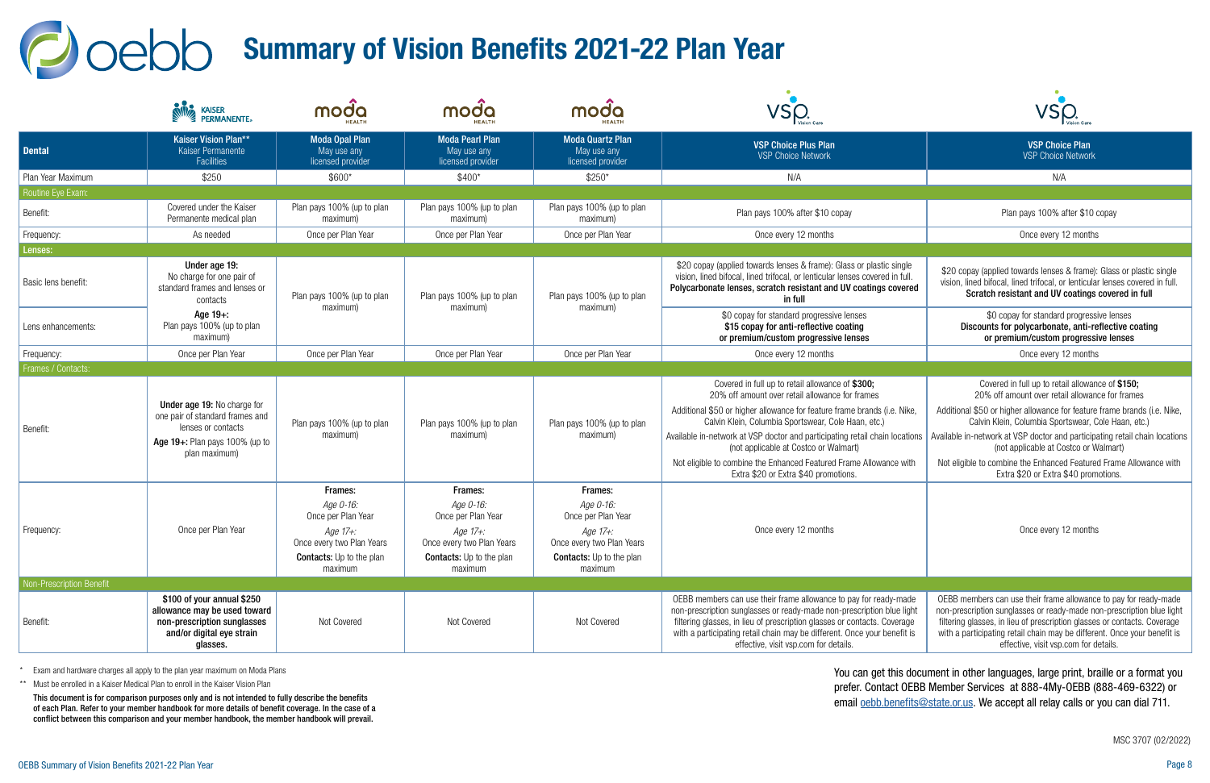# Summary of Vision Benefits 2021-22 Plan Year

| Dental | Kaiser Vision Plan** Kaiser Permanente Facilities | Moda Opal Plan May use any licensed provider | Moda Pearl Plan May use any licensed provider | Moda Quartz Plan May use any licensed provider | VSP Choice Plus Plan VSP Choice Network | VSP Choice Plan VSP Choice Network |
|---|---|---|---|---|---|---|
| Plan Year Maximum | $250 | $600* | $400* | $250* | N/A | N/A |
| **Routine Eye Exam:** | | | | | | |
| Benefit: | Covered under the Kaiser Permanente medical plan | Plan pays 100% (up to plan maximum) | Plan pays 100% (up to plan maximum) | Plan pays 100% (up to plan maximum) | Plan pays 100% after $10 copay | Plan pays 100% after $10 copay |
| Frequency: | As needed | Once per Plan Year | Once per Plan Year | Once per Plan Year | Once every 12 months | Once every 12 months |
| **Lenses:** | | | | | | |
| Basic lens benefit: | **Under age 19:** No charge for one pair of standard frames and lenses or contacts | Plan pays 100% (up to plan maximum) | Plan pays 100% (up to plan maximum) | Plan pays 100% (up to plan maximum) | $20 copay (applied towards lenses & frame): Glass or plastic single vision, lined bifocal, lined trifocal, or lenticular lenses covered in full. **Polycarbonate lenses, scratch resistant and UV coatings covered in full** | $20 copay (applied towards lenses & frame): Glass or plastic single vision, lined bifocal, lined trifocal, or lenticular lenses covered in full. **Scratch resistant and UV coatings covered in full** |
| Lens enhancements: | **Age 19+:** Plan pays 100% (up to plan maximum) | | | | $0 copay for standard progressive lenses **$15 copay for anti-reflective coating or premium/custom progressive lenses** | $0 copay for standard progressive lenses **Discounts for polycarbonate, anti-reflective coating or premium/custom progressive lenses** |
| Frequency: | Once per Plan Year | Once per Plan Year | Once per Plan Year | Once per Plan Year | Once every 12 months | Once every 12 months |
| **Frames / Contacts:** | | | | | | |
| Benefit: | **Under age 19:** No charge for one pair of standard frames and lenses or contacts **Age 19+:** Plan pays 100% (up to plan maximum) | Plan pays 100% (up to plan maximum) | Plan pays 100% (up to plan maximum) | Plan pays 100% (up to plan maximum) | Covered in full up to retail allowance of **$300;** 20% off amount over retail allowance for frames. Additional $50 or higher allowance for feature frame brands (i.e. Nike, Calvin Klein, Columbia Sportswear, Cole Haan, etc.) Available in-network at VSP doctor and participating retail chain locations (not applicable at Costco or Walmart) Not eligible to combine the Enhanced Featured Frame Allowance with Extra $20 or Extra $40 promotions. | Covered in full up to retail allowance of **$150;** 20% off amount over retail allowance for frames. Additional $50 or higher allowance for feature frame brands (i.e. Nike, Calvin Klein, Columbia Sportswear, Cole Haan, etc.) Available in-network at VSP doctor and participating retail chain locations (not applicable at Costco or Walmart) Not eligible to combine the Enhanced Featured Frame Allowance with Extra $20 or Extra $40 promotions. |
| Frequency: | Once per Plan Year | **Frames:** *Age 0-16:* Once per Plan Year *Age 17+:* Once every two Plan Years **Contacts:** Up to the plan maximum | **Frames:** *Age 0-16:* Once per Plan Year *Age 17+:* Once every two Plan Years **Contacts:** Up to the plan maximum | **Frames:** *Age 0-16:* Once per Plan Year *Age 17+:* Once every two Plan Years **Contacts:** Up to the plan maximum | Once every 12 months | Once every 12 months |
| **Non-Prescription Benefit** | | | | | | |
| Benefit: | **$100 of your annual $250 allowance may be used toward non-prescription sunglasses and/or digital eye strain glasses.** | Not Covered | Not Covered | Not Covered | OEBB members can use their frame allowance to pay for ready-made non-prescription sunglasses or ready-made non-prescription blue light filtering glasses, in lieu of prescription glasses or contacts. Coverage with a participating retail chain may be different. Once your benefit is effective, visit vsp.com for details. | OEBB members can use their frame allowance to pay for ready-made non-prescription sunglasses or ready-made non-prescription blue light filtering glasses, in lieu of prescription glasses or contacts. Coverage with a participating retail chain may be different. Once your benefit is effective, visit vsp.com for details. |

\* Exam and hardware charges all apply to the plan year maximum on Moda Plans

** Must be enrolled in a Kaiser Medical Plan to enroll in the Kaiser Vision Plan

**This document is for comparison purposes only and is not intended to fully describe the benefits of each Plan. Refer to your member handbook for more details of benefit coverage. In the case of a conflict between this comparison and your member handbook, the member handbook will prevail.**

You can get this document in other languages, large print, braille or a format you prefer. Contact OEBB Member Services at 888-4My-OEBB (888-469-6322) or email oebb.benefits@state.or.us. We accept all relay calls or you can dial 711.

MSC 3707 (02/2022)